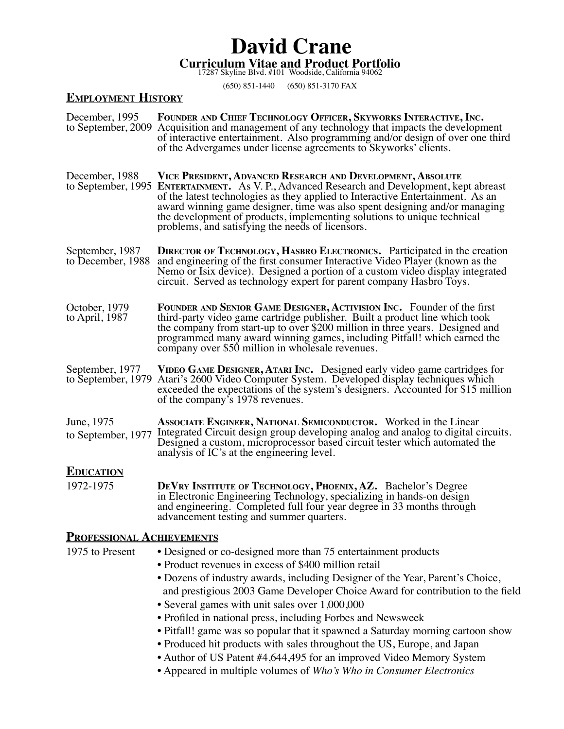# David Crane

**Curriculum Vitae and Product Portfolio**

17287 Skyline Blvd. #101 Woodside, California 94062

(650) 851-1440 (650) 851-3170 FAX

## Employment History

**December, 1995 to September, 2009** — **Founder and Chief Technology Officer, Skyworks Interactive, Inc.** Acquisition and management of any technology that impacts the development of interactive entertainment. Also programming and/or design of over one third of the Advergames under license agreements to Skyworks' clients.

**December, 1988 to September, 1995** — **Vice President, Advanced Research and Development, Absolute Entertainment.** As V. P., Advanced Research and Development, kept abreast of the latest technologies as they applied to Interactive Entertainment. As an award winning game designer, time was also spent designing and/or managing the development of products, implementing solutions to unique technical problems, and satisfying the needs of licensors.

**September, 1987 to December, 1988** — **Director of Technology, Hasbro Electronics.** Participated in the creation and engineering of the first consumer Interactive Video Player (known as the Nemo or Isix device). Designed a portion of a custom video display integrated circuit. Served as technology expert for parent company Hasbro Toys.

**October, 1979 to April, 1987** — **Founder and Senior Game Designer, Activision Inc.** Founder of the first third-party video game cartridge publisher. Built a product line which took the company from start-up to over $200 million in three years. Designed and programmed many award winning games, including Pitfall! which earned the company over $50 million in wholesale revenues.

**September, 1977 to September, 1979** — **Video Game Designer, Atari Inc.** Designed early video game cartridges for Atari's 2600 Video Computer System. Developed display techniques which exceeded the expectations of the system's designers. Accounted for $15 million of the company's 1978 revenues.

**June, 1975 to September, 1977** — **Associate Engineer, National Semiconductor.** Worked in the Linear Integrated Circuit design group developing analog and analog to digital circuits. Designed a custom, microprocessor based circuit tester which automated the analysis of IC's at the engineering level.

## Education

**1972-1975** — **DeVry Institute of Technology, Phoenix, AZ.** Bachelor's Degree in Electronic Engineering Technology, specializing in hands-on design and engineering. Completed full four year degree in 33 months through advancement testing and summer quarters.

## Professional Achievements

**1975 to Present**

- Designed or co-designed more than 75 entertainment products
- Product revenues in excess of $400 million retail
- Dozens of industry awards, including Designer of the Year, Parent's Choice, and prestigious 2003 Game Developer Choice Award for contribution to the field
- Several games with unit sales over 1,000,000
- Profiled in national press, including Forbes and Newsweek
- Pitfall! game was so popular that it spawned a Saturday morning cartoon show
- Produced hit products with sales throughout the US, Europe, and Japan
- Author of US Patent #4,644,495 for an improved Video Memory System
- Appeared in multiple volumes of *Who's Who in Consumer Electronics*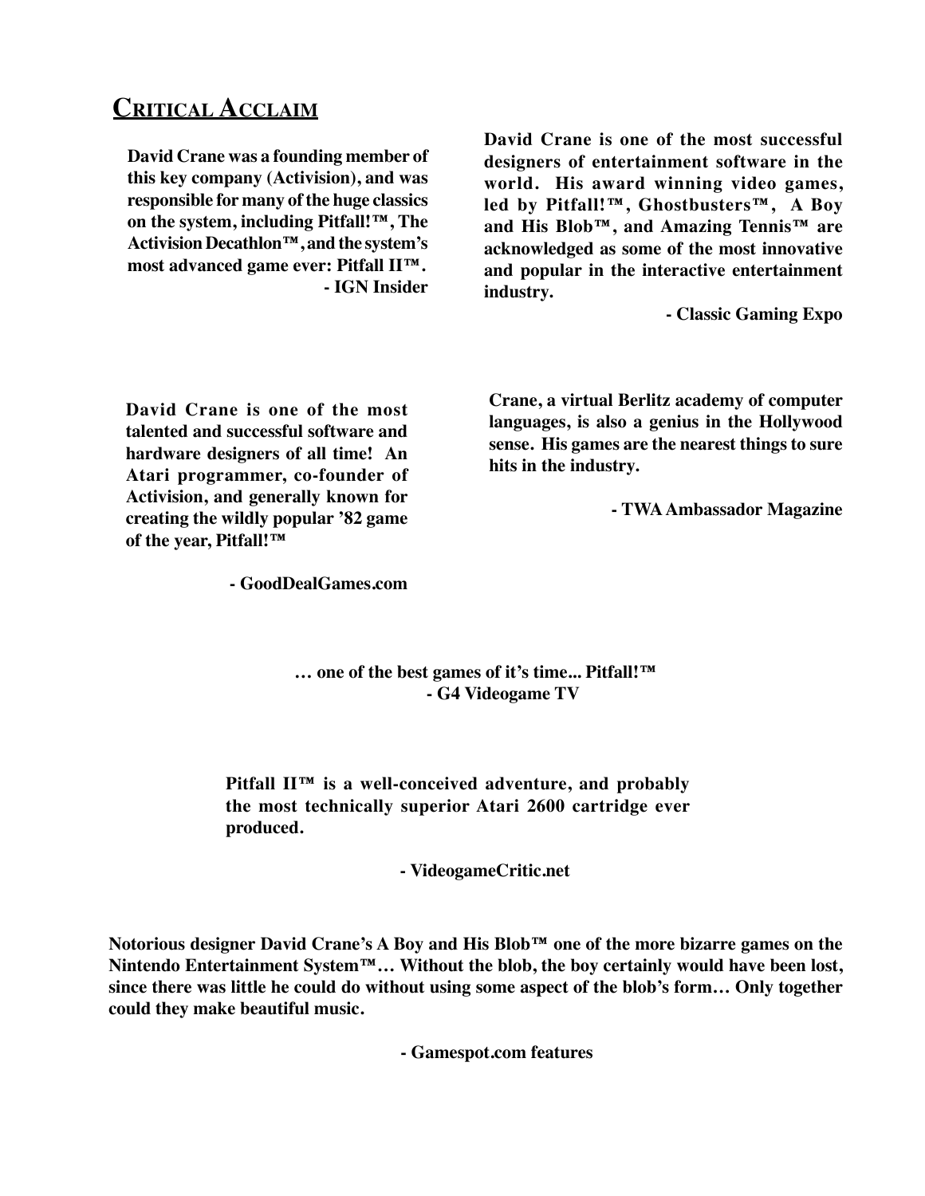## Critical Acclaim

**David Crane was a founding member of this key company (Activision), and was responsible for many of the huge classics on the system, including Pitfall!™, The Activision Decathlon™, and the system's most advanced game ever: Pitfall II™.**

**- IGN Insider**

**David Crane is one of the most successful designers of entertainment software in the world. His award winning video games, led by Pitfall!™, Ghostbusters™, A Boy and His Blob™, and Amazing Tennis™ are acknowledged as some of the most innovative and popular in the interactive entertainment industry.**

**- Classic Gaming Expo**

**David Crane is one of the most talented and successful software and hardware designers of all time! An Atari programmer, co-founder of Activision, and generally known for creating the wildly popular '82 game of the year, Pitfall!™**

**- GoodDealGames.com**

**Crane, a virtual Berlitz academy of computer languages, is also a genius in the Hollywood sense. His games are the nearest things to sure hits in the industry.**

**- TWA Ambassador Magazine**

**… one of the best games of it's time... Pitfall!™**
**- G4 Videogame TV**

**Pitfall II™ is a well-conceived adventure, and probably the most technically superior Atari 2600 cartridge ever produced.**

**- VideogameCritic.net**

**Notorious designer David Crane's A Boy and His Blob™ one of the more bizarre games on the Nintendo Entertainment System™… Without the blob, the boy certainly would have been lost, since there was little he could do without using some aspect of the blob's form… Only together could they make beautiful music.**

**- Gamespot.com features**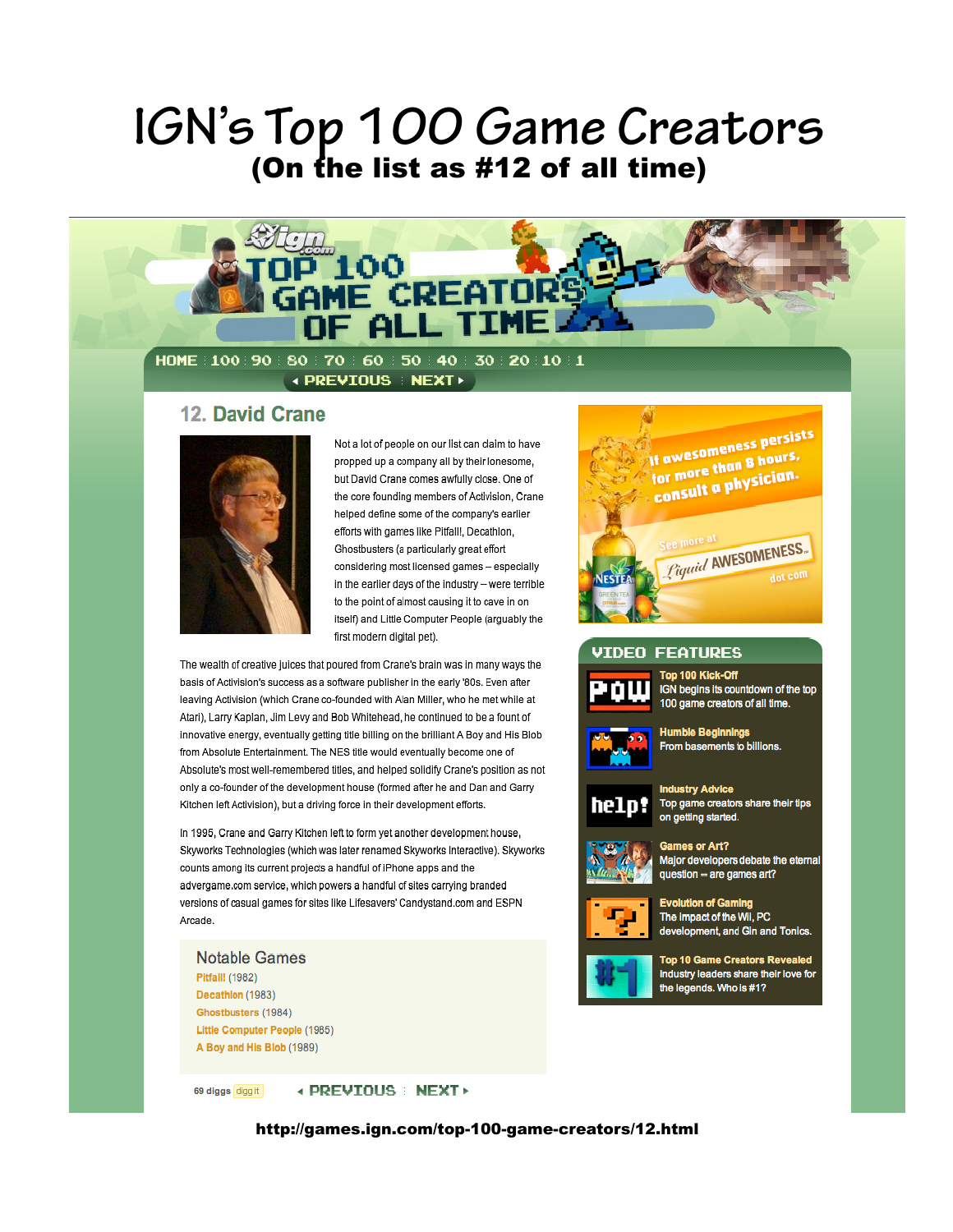# IGN's Top 100 Game Creators

## (On the list as #12 of all time)

IGN.com TOP 100 GAME CREATORS OF ALL TIME

HOME : 100 : 90 : 80 : 70 : 60 : 50 : 40 : 30 : 20 : 10 : 1

◂ PREVIOUS : NEXT ▸

## 12. David Crane

Not a lot of people on our list can claim to have propped up a company all by their lonesome, but David Crane comes awfully close. One of the core founding members of Activision, Crane helped define some of the company's earlier efforts with games like Pitfall!, Decathlon, Ghostbusters (a particularly great effort considering most licensed games – especially in the earlier days of the industry – were terrible to the point of almost causing it to cave in on itself) and Little Computer People (arguably the first modern digital pet).

The wealth of creative juices that poured from Crane's brain was in many ways the basis of Activision's success as a software publisher in the early '80s. Even after leaving Activision (which Crane co-founded with Alan Miller, who he met while at Atari), Larry Kaplan, Jim Levy and Bob Whitehead, he continued to be a fount of innovative energy, eventually getting title billing on the brilliant A Boy and His Blob from Absolute Entertainment. The NES title would eventually become one of Absolute's most well-remembered titles, and helped solidify Crane's position as not only a co-founder of the development house (formed after he and Dan and Garry Kitchen left Activision), but a driving force in their development efforts.

In 1995, Crane and Garry Kitchen left to form yet another development house, Skyworks Technologies (which was later renamed Skyworks Interactive). Skyworks counts among its current projects a handful of iPhone apps and the advergame.com service, which powers a handful of sites carrying branded versions of casual games for sites like Lifesavers' Candystand.com and ESPN Arcade.

### Notable Games

- Pitfall! (1982)
- Decathlon (1983)
- Ghostbusters (1984)
- Little Computer People (1985)
- A Boy and His Blob (1989)

69 diggs digg it

◂ PREVIOUS : NEXT ▸

If awesomeness persists for more than 8 hours, consult a physician. See more at Liquid AWESOMENESS dot com

### VIDEO FEATURES

**Top 100 Kick-Off**
IGN begins its countdown of the top 100 game creators of all time.

**Humble Beginnings**
From basements to billions.

**Industry Advice**
Top game creators share their tips on getting started.

**Games or Art?**
Major developers debate the eternal question – are games art?

**Evolution of Gaming**
The impact of the Wii, PC development, and Gin and Tonics.

**Top 10 Game Creators Revealed**
Industry leaders share their love for the legends. Who is #1?

http://games.ign.com/top-100-game-creators/12.html